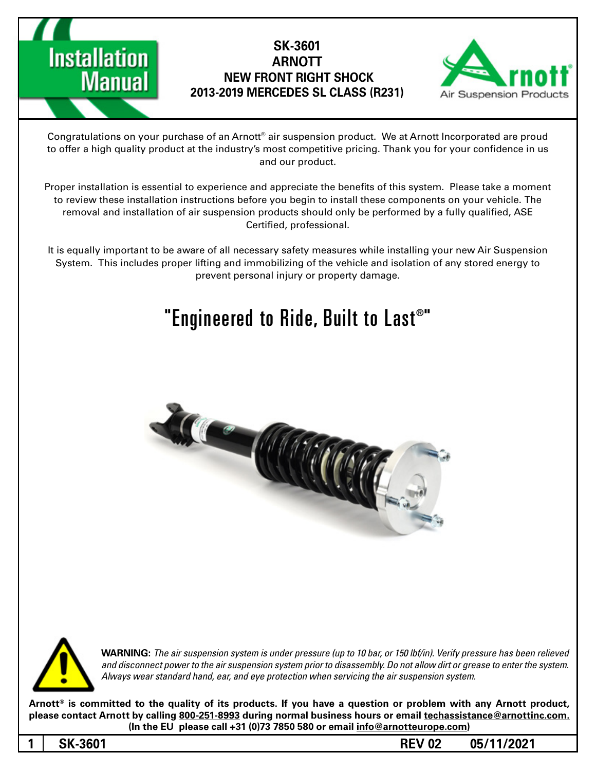# Installation Manual

**SK-3601**
**ARNOTT**
**NEW FRONT RIGHT SHOCK**
**2013-2019 MERCEDES SL CLASS (R231)**

Arnott® Air Suspension Products

Congratulations on your purchase of an Arnott® air suspension product. We at Arnott Incorporated are proud to offer a high quality product at the industry's most competitive pricing. Thank you for your confidence in us and our product.

Proper installation is essential to experience and appreciate the benefits of this system. Please take a moment to review these installation instructions before you begin to install these components on your vehicle. The removal and installation of air suspension products should only be performed by a fully qualified, ASE Certified, professional.

It is equally important to be aware of all necessary safety measures while installing your new Air Suspension System. This includes proper lifting and immobilizing of the vehicle and isolation of any stored energy to prevent personal injury or property damage.

## "Engineered to Ride, Built to Last®"

**WARNING**: *The air suspension system is under pressure (up to 10 bar, or 150 lbf/in). Verify pressure has been relieved and disconnect power to the air suspension system prior to disassembly. Do not allow dirt or grease to enter the system. Always wear standard hand, ear, and eye protection when servicing the air suspension system.*

**Arnott® is committed to the quality of its products. If you have a question or problem with any Arnott product, please contact Arnott by calling 800-251-8993 during normal business hours or email techassistance@arnottinc.com. (In the EU please call +31 (0)73 7850 580 or email info@arnotteurope.com)**

**SK-3601 REV 02 05/11/2021**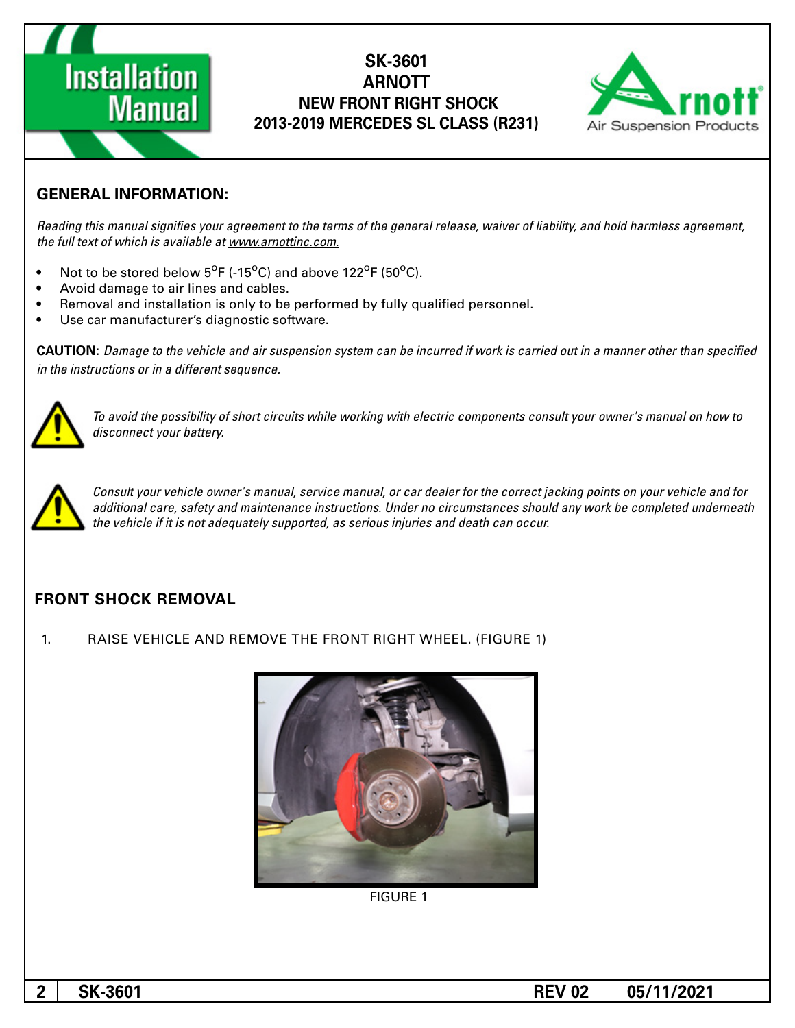# SK-3601
# ARNOTT
# NEW FRONT RIGHT SHOCK
# 2013-2019 MERCEDES SL CLASS (R231)

## GENERAL INFORMATION:

*Reading this manual signifies your agreement to the terms of the general release, waiver of liability, and hold harmless agreement, the full text of which is available at www.arnottinc.com.*

- Not to be stored below 5°F (-15°C) and above 122°F (50°C).
- Avoid damage to air lines and cables.
- Removal and installation is only to be performed by fully qualified personnel.
- Use car manufacturer's diagnostic software.

**CAUTION:** *Damage to the vehicle and air suspension system can be incurred if work is carried out in a manner other than specified in the instructions or in a different sequence.*

*To avoid the possibility of short circuits while working with electric components consult your owner's manual on how to disconnect your battery.*

*Consult your vehicle owner's manual, service manual, or car dealer for the correct jacking points on your vehicle and for additional care, safety and maintenance instructions. Under no circumstances should any work be completed underneath the vehicle if it is not adequately supported, as serious injuries and death can occur.*

## FRONT SHOCK REMOVAL

1. RAISE VEHICLE AND REMOVE THE FRONT RIGHT WHEEL. (FIGURE 1)

FIGURE 1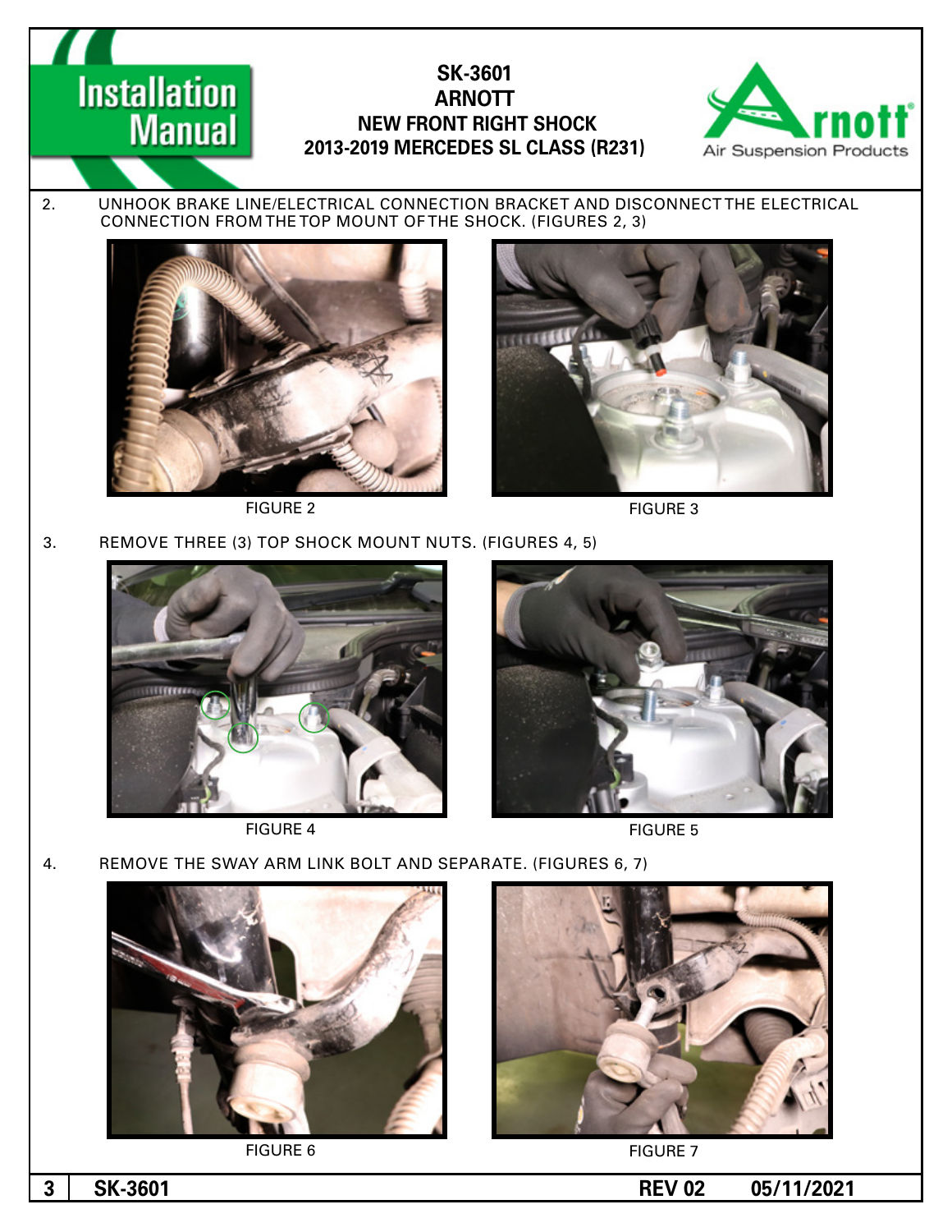2. UNHOOK BRAKE LINE/ELECTRICAL CONNECTION BRACKET AND DISCONNECT THE ELECTRICAL CONNECTION FROM THE TOP MOUNT OF THE SHOCK. (FIGURES 2, 3)

FIGURE 2

FIGURE 3

3. REMOVE THREE (3) TOP SHOCK MOUNT NUTS. (FIGURES 4, 5)

FIGURE 4

FIGURE 5

4. REMOVE THE SWAY ARM LINK BOLT AND SEPARATE. (FIGURES 6, 7)

FIGURE 6

FIGURE 7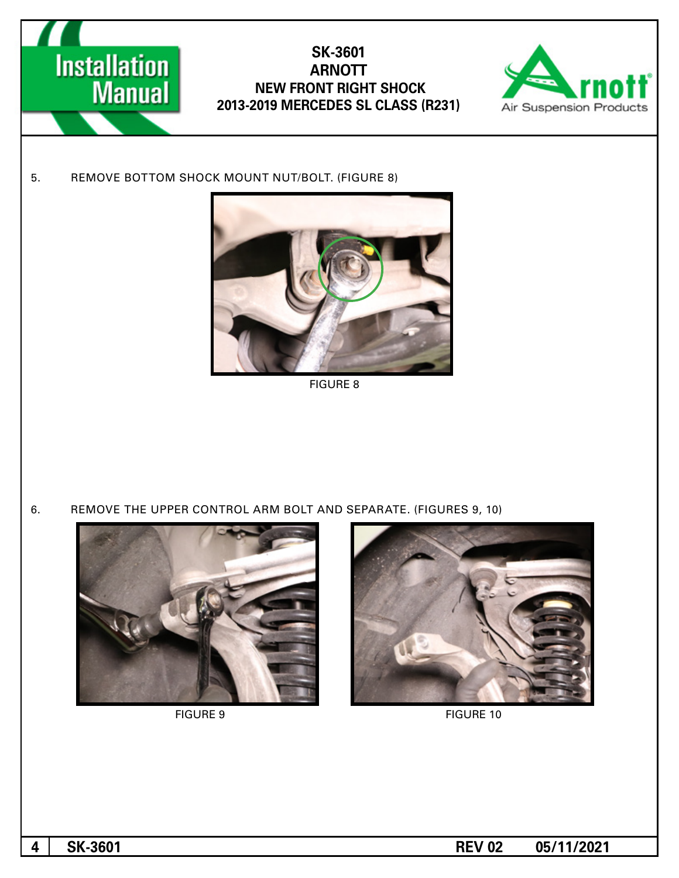5. REMOVE BOTTOM SHOCK MOUNT NUT/BOLT. (FIGURE 8)

FIGURE 8

6. REMOVE THE UPPER CONTROL ARM BOLT AND SEPARATE. (FIGURES 9, 10)

FIGURE 9

FIGURE 10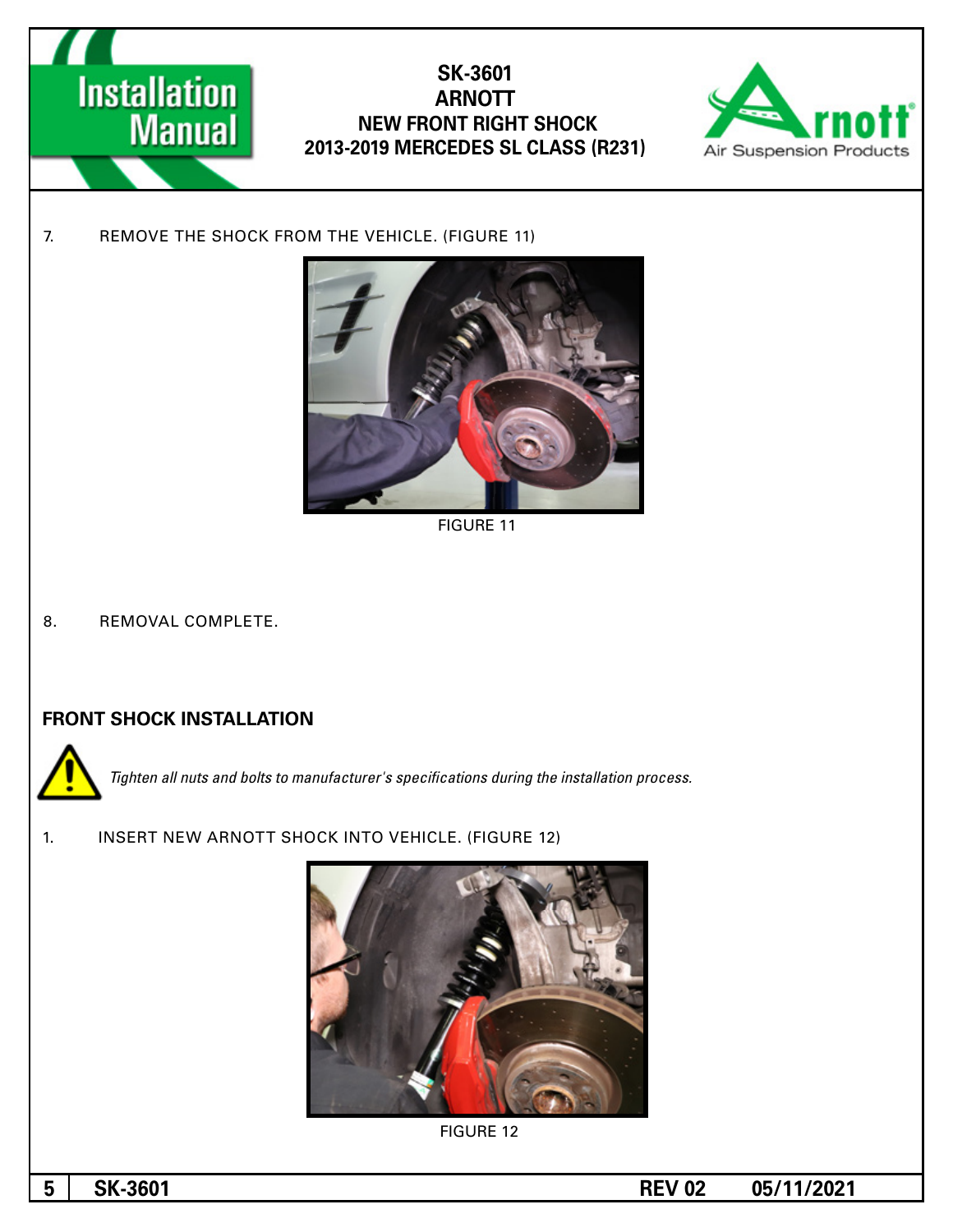7. REMOVE THE SHOCK FROM THE VEHICLE. (FIGURE 11)

FIGURE 11

8. REMOVAL COMPLETE.

## FRONT SHOCK INSTALLATION

*Tighten all nuts and bolts to manufacturer's specifications during the installation process.*

1. INSERT NEW ARNOTT SHOCK INTO VEHICLE. (FIGURE 12)

FIGURE 12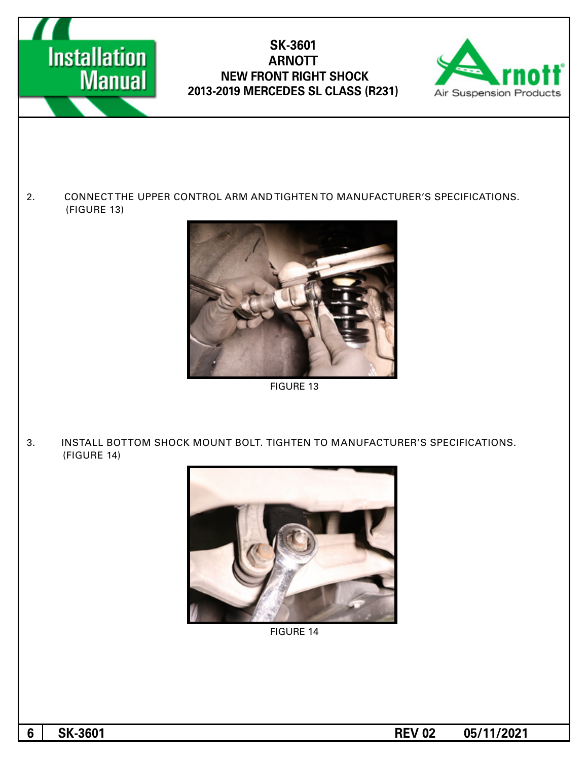2. CONNECT THE UPPER CONTROL ARM AND TIGHTEN TO MANUFACTURER'S SPECIFICATIONS. (FIGURE 13)

FIGURE 13

3. INSTALL BOTTOM SHOCK MOUNT BOLT. TIGHTEN TO MANUFACTURER'S SPECIFICATIONS. (FIGURE 14)

FIGURE 14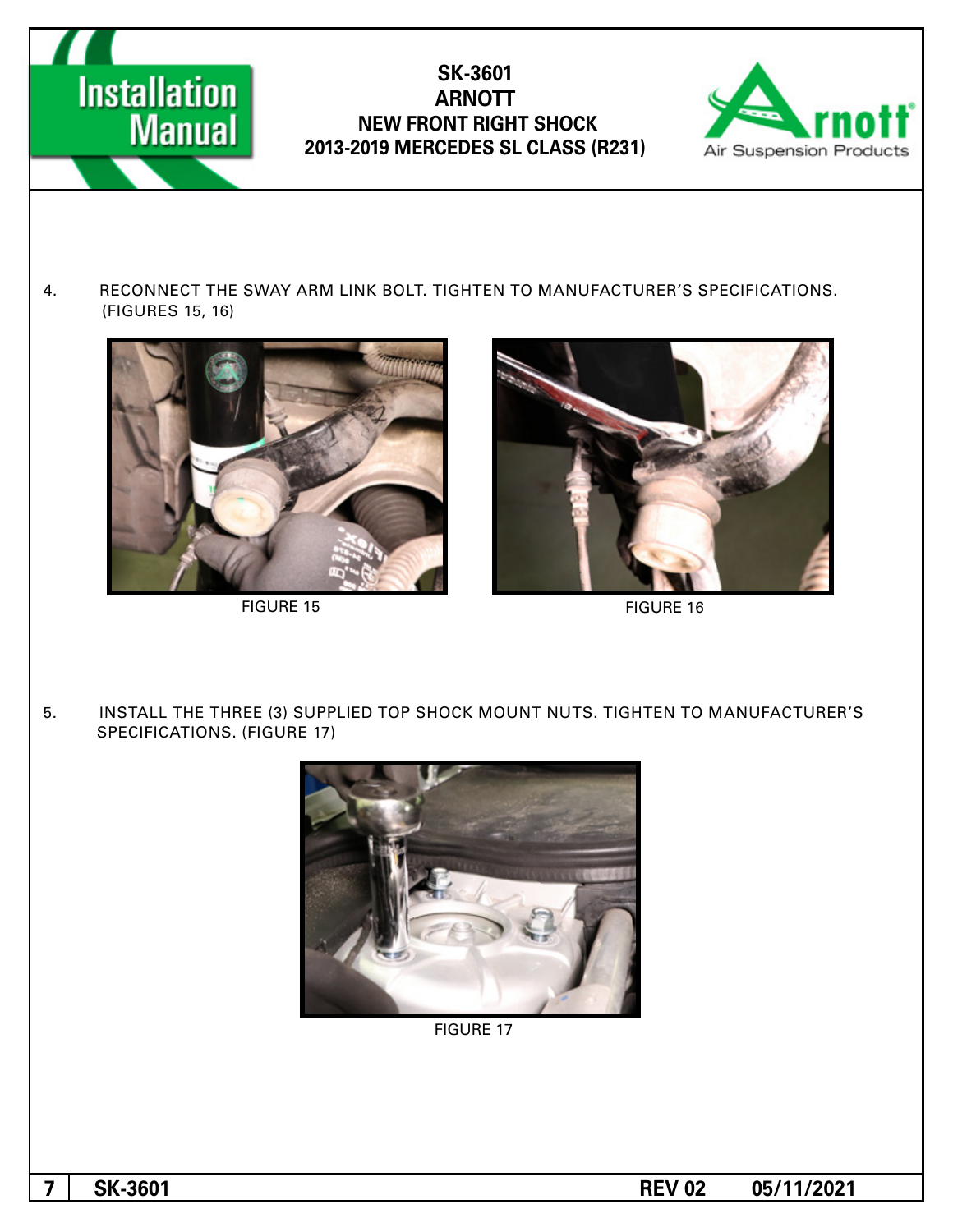4. RECONNECT THE SWAY ARM LINK BOLT. TIGHTEN TO MANUFACTURER'S SPECIFICATIONS. (FIGURES 15, 16)

FIGURE 15

FIGURE 16

5. INSTALL THE THREE (3) SUPPLIED TOP SHOCK MOUNT NUTS. TIGHTEN TO MANUFACTURER'S SPECIFICATIONS. (FIGURE 17)

FIGURE 17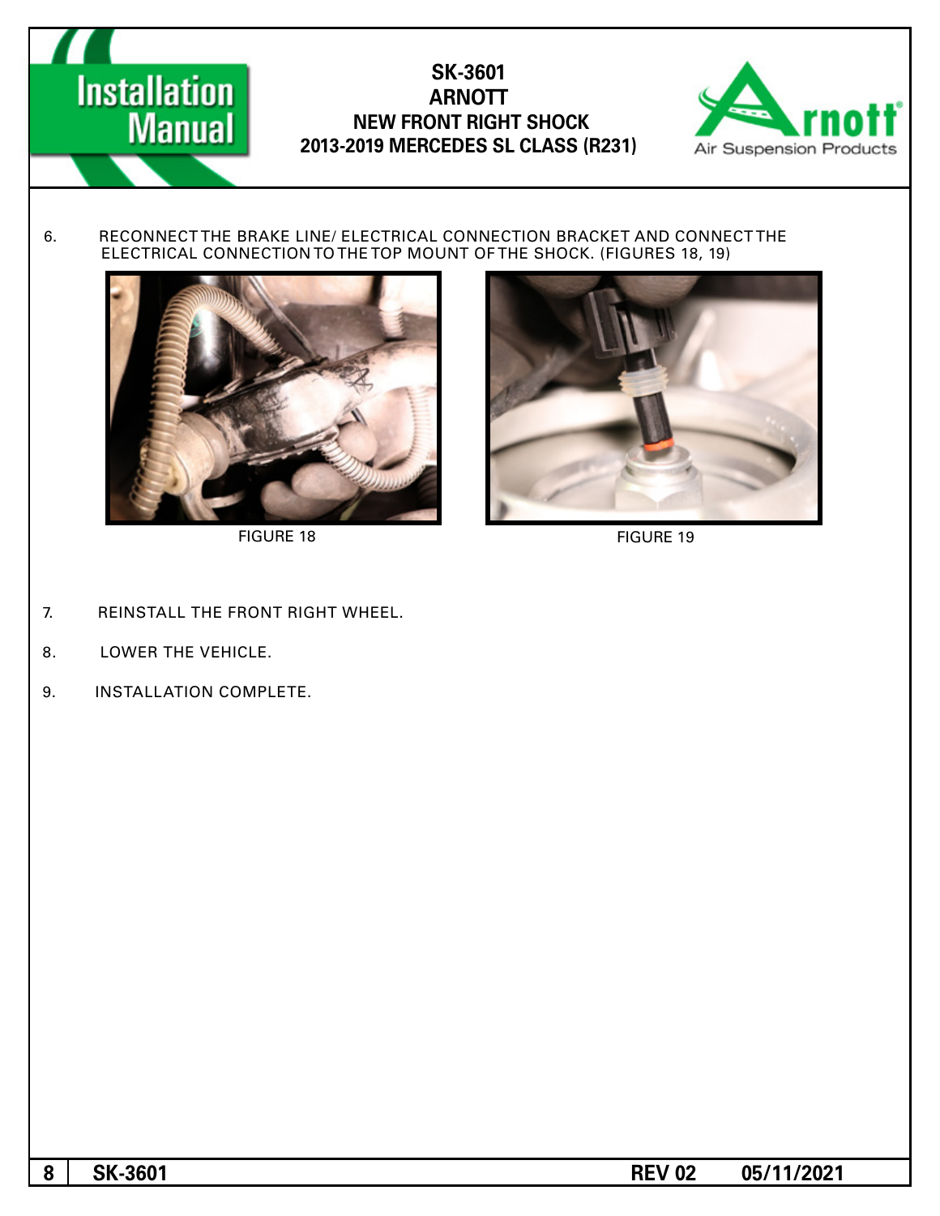6. RECONNECT THE BRAKE LINE/ ELECTRICAL CONNECTION BRACKET AND CONNECT THE ELECTRICAL CONNECTION TO THE TOP MOUNT OF THE SHOCK. (FIGURES 18, 19)

FIGURE 18

FIGURE 19

7. REINSTALL THE FRONT RIGHT WHEEL.

8. LOWER THE VEHICLE.

9. INSTALLATION COMPLETE.